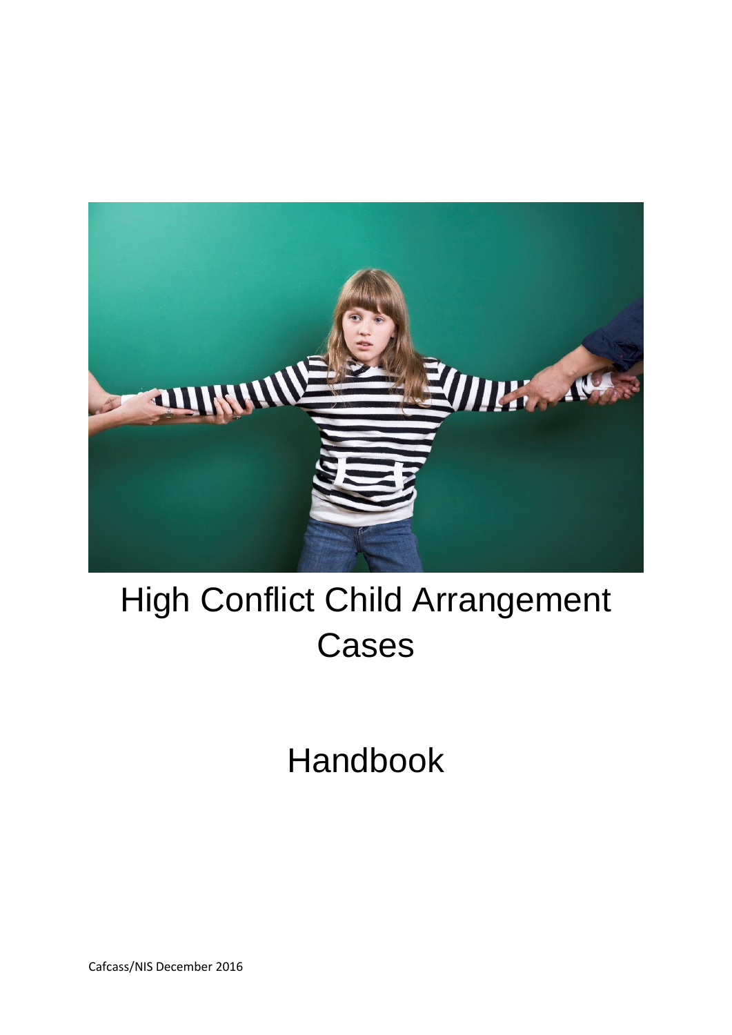# High Conflict Child Arrangement Cases

# Handbook

Cafcass/NIS December 2016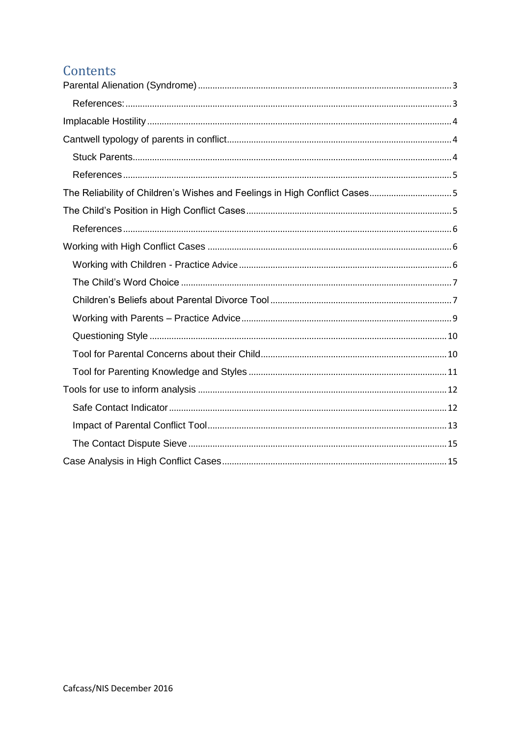# Contents

Parental Alienation (Syndrome) .......... 3

- References: .......... 3

Implacable Hostility .......... 4

Cantwell typology of parents in conflict .......... 4

- Stuck Parents .......... 4
- References .......... 5

The Reliability of Children's Wishes and Feelings in High Conflict Cases .......... 5

The Child's Position in High Conflict Cases .......... 5

- References .......... 6

Working with High Conflict Cases .......... 6

- Working with Children - Practice Advice .......... 6
- The Child's Word Choice .......... 7
- Children's Beliefs about Parental Divorce Tool .......... 7
- Working with Parents – Practice Advice .......... 9
- Questioning Style .......... 10
- Tool for Parental Concerns about their Child .......... 10
- Tool for Parenting Knowledge and Styles .......... 11

Tools for use to inform analysis .......... 12

- Safe Contact Indicator .......... 12
- Impact of Parental Conflict Tool .......... 13
- The Contact Dispute Sieve .......... 15

Case Analysis in High Conflict Cases .......... 15

Cafcass/NIS December 2016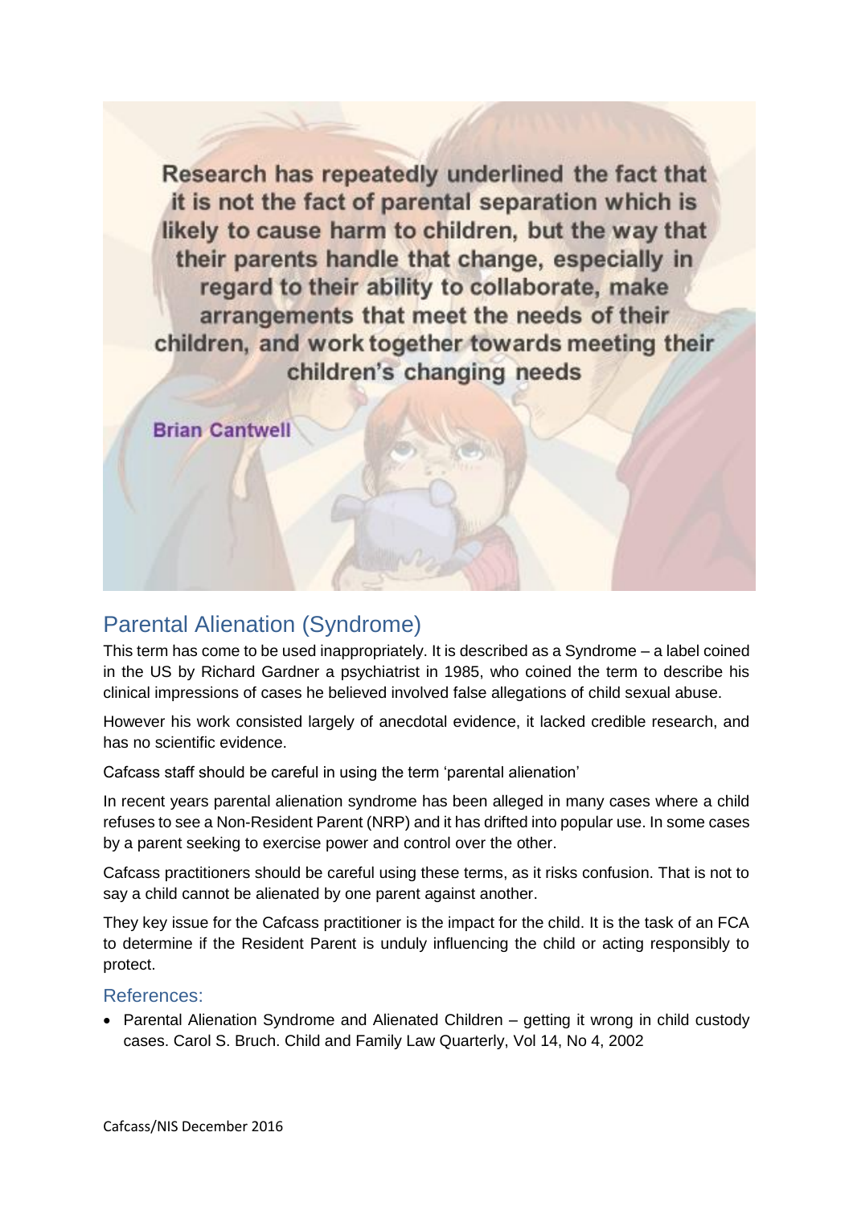Research has repeatedly underlined the fact that it is not the fact of parental separation which is likely to cause harm to children, but the way that their parents handle that change, especially in regard to their ability to collaborate, make arrangements that meet the needs of their children, and work together towards meeting their children's changing needs

**Brian Cantwell**

## Parental Alienation (Syndrome)

This term has come to be used inappropriately. It is described as a Syndrome – a label coined in the US by Richard Gardner a psychiatrist in 1985, who coined the term to describe his clinical impressions of cases he believed involved false allegations of child sexual abuse.

However his work consisted largely of anecdotal evidence, it lacked credible research, and has no scientific evidence.

Cafcass staff should be careful in using the term 'parental alienation'

In recent years parental alienation syndrome has been alleged in many cases where a child refuses to see a Non-Resident Parent (NRP) and it has drifted into popular use. In some cases by a parent seeking to exercise power and control over the other.

Cafcass practitioners should be careful using these terms, as it risks confusion. That is not to say a child cannot be alienated by one parent against another.

They key issue for the Cafcass practitioner is the impact for the child. It is the task of an FCA to determine if the Resident Parent is unduly influencing the child or acting responsibly to protect.

### References:

- Parental Alienation Syndrome and Alienated Children – getting it wrong in child custody cases. Carol S. Bruch. Child and Family Law Quarterly, Vol 14, No 4, 2002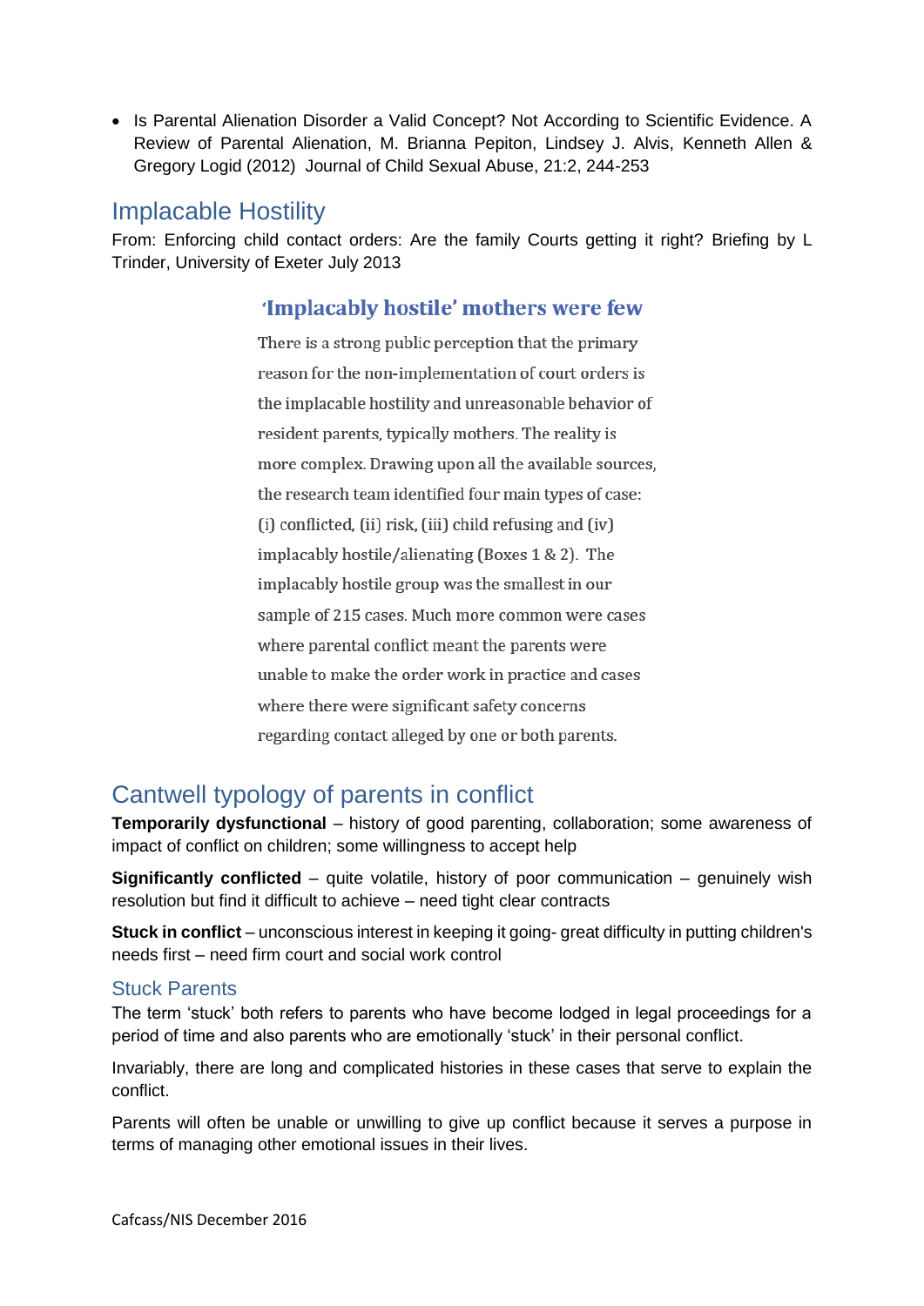- Is Parental Alienation Disorder a Valid Concept? Not According to Scientific Evidence. A Review of Parental Alienation, M. Brianna Pepiton, Lindsey J. Alvis, Kenneth Allen & Gregory Logid (2012) Journal of Child Sexual Abuse, 21:2, 244-253

## Implacable Hostility

From: Enforcing child contact orders: Are the family Courts getting it right? Briefing by L Trinder, University of Exeter July 2013

### 'Implacably hostile' mothers were few

There is a strong public perception that the primary reason for the non-implementation of court orders is the implacable hostility and unreasonable behavior of resident parents, typically mothers. The reality is more complex. Drawing upon all the available sources, the research team identified four main types of case: (i) conflicted, (ii) risk, (iii) child refusing and (iv) implacably hostile/alienating (Boxes 1 & 2). The implacably hostile group was the smallest in our sample of 215 cases. Much more common were cases where parental conflict meant the parents were unable to make the order work in practice and cases where there were significant safety concerns regarding contact alleged by one or both parents.

## Cantwell typology of parents in conflict

**Temporarily dysfunctional** – history of good parenting, collaboration; some awareness of impact of conflict on children; some willingness to accept help

**Significantly conflicted** – quite volatile, history of poor communication – genuinely wish resolution but find it difficult to achieve – need tight clear contracts

**Stuck in conflict** – unconscious interest in keeping it going- great difficulty in putting children's needs first – need firm court and social work control

### Stuck Parents

The term 'stuck' both refers to parents who have become lodged in legal proceedings for a period of time and also parents who are emotionally 'stuck' in their personal conflict.

Invariably, there are long and complicated histories in these cases that serve to explain the conflict.

Parents will often be unable or unwilling to give up conflict because it serves a purpose in terms of managing other emotional issues in their lives.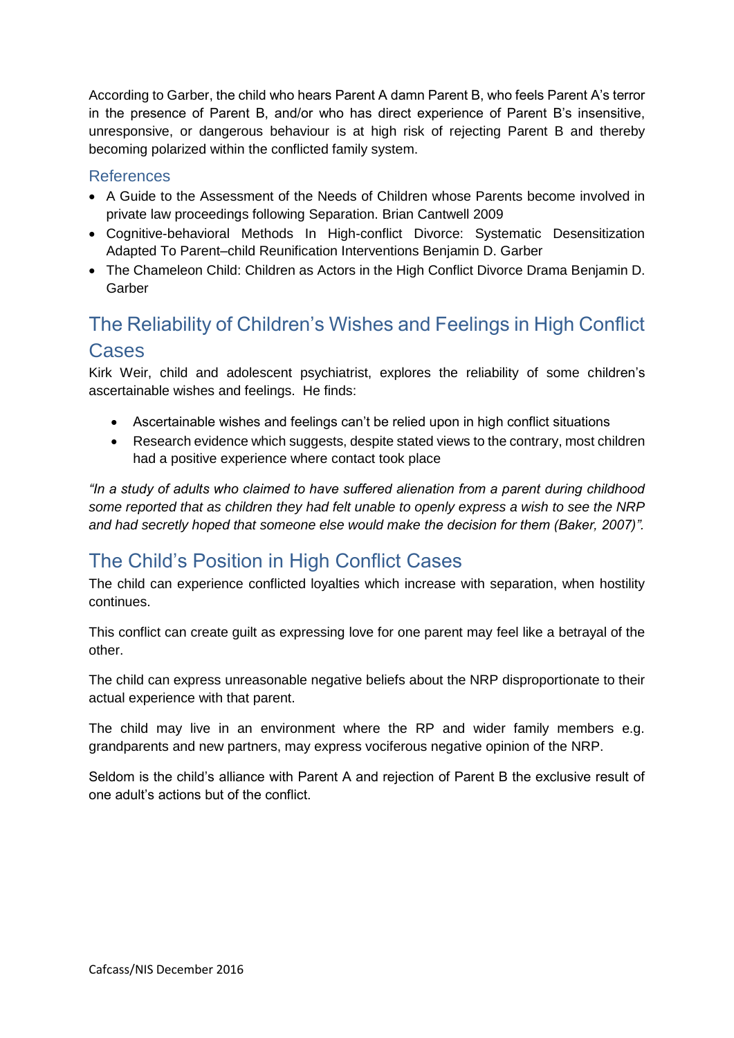According to Garber, the child who hears Parent A damn Parent B, who feels Parent A's terror in the presence of Parent B, and/or who has direct experience of Parent B's insensitive, unresponsive, or dangerous behaviour is at high risk of rejecting Parent B and thereby becoming polarized within the conflicted family system.

### References

- A Guide to the Assessment of the Needs of Children whose Parents become involved in private law proceedings following Separation. Brian Cantwell 2009
- Cognitive-behavioral Methods In High-conflict Divorce: Systematic Desensitization Adapted To Parent–child Reunification Interventions Benjamin D. Garber
- The Chameleon Child: Children as Actors in the High Conflict Divorce Drama Benjamin D. Garber

## The Reliability of Children's Wishes and Feelings in High Conflict Cases

Kirk Weir, child and adolescent psychiatrist, explores the reliability of some children's ascertainable wishes and feelings. He finds:

- Ascertainable wishes and feelings can't be relied upon in high conflict situations
- Research evidence which suggests, despite stated views to the contrary, most children had a positive experience where contact took place

*"In a study of adults who claimed to have suffered alienation from a parent during childhood some reported that as children they had felt unable to openly express a wish to see the NRP and had secretly hoped that someone else would make the decision for them (Baker, 2007)".*

## The Child's Position in High Conflict Cases

The child can experience conflicted loyalties which increase with separation, when hostility continues.

This conflict can create guilt as expressing love for one parent may feel like a betrayal of the other.

The child can express unreasonable negative beliefs about the NRP disproportionate to their actual experience with that parent.

The child may live in an environment where the RP and wider family members e.g. grandparents and new partners, may express vociferous negative opinion of the NRP.

Seldom is the child's alliance with Parent A and rejection of Parent B the exclusive result of one adult's actions but of the conflict.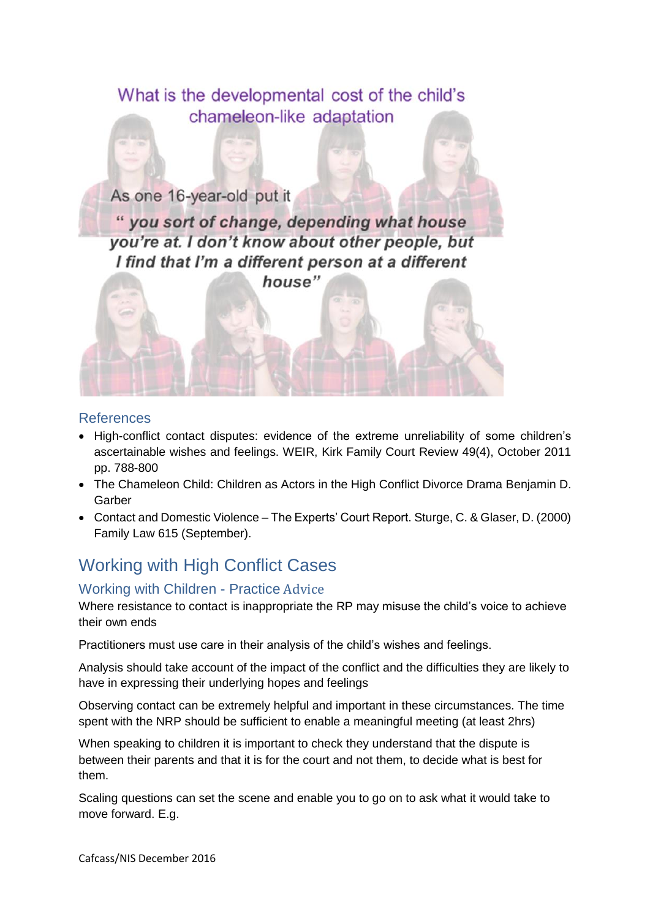What is the developmental cost of the child's chameleon-like adaptation

As one 16-year-old put it

*" you sort of change, depending what house you're at. I don't know about other people, but I find that I'm a different person at a different house"*

## References

- High-conflict contact disputes: evidence of the extreme unreliability of some children's ascertainable wishes and feelings. WEIR, Kirk Family Court Review 49(4), October 2011 pp. 788-800
- The Chameleon Child: Children as Actors in the High Conflict Divorce Drama Benjamin D. Garber
- Contact and Domestic Violence – The Experts' Court Report. Sturge, C. & Glaser, D. (2000) Family Law 615 (September).

# Working with High Conflict Cases

## Working with Children - Practice Advice

Where resistance to contact is inappropriate the RP may misuse the child's voice to achieve their own ends

Practitioners must use care in their analysis of the child's wishes and feelings.

Analysis should take account of the impact of the conflict and the difficulties they are likely to have in expressing their underlying hopes and feelings

Observing contact can be extremely helpful and important in these circumstances. The time spent with the NRP should be sufficient to enable a meaningful meeting (at least 2hrs)

When speaking to children it is important to check they understand that the dispute is between their parents and that it is for the court and not them, to decide what is best for them.

Scaling questions can set the scene and enable you to go on to ask what it would take to move forward. E.g.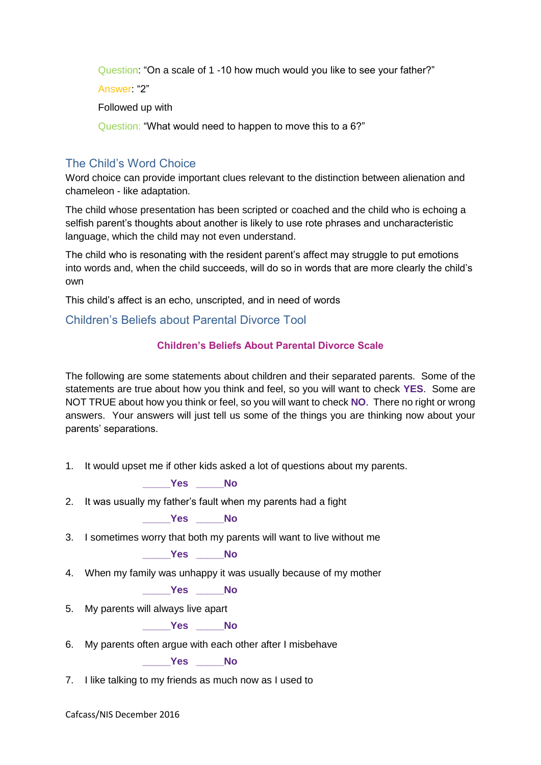Question: "On a scale of 1 -10 how much would you like to see your father?"

Answer: "2"

Followed up with

Question: "What would need to happen to move this to a 6?"

## The Child's Word Choice

Word choice can provide important clues relevant to the distinction between alienation and chameleon - like adaptation.

The child whose presentation has been scripted or coached and the child who is echoing a selfish parent's thoughts about another is likely to use rote phrases and uncharacteristic language, which the child may not even understand.

The child who is resonating with the resident parent's affect may struggle to put emotions into words and, when the child succeeds, will do so in words that are more clearly the child's own

This child's affect is an echo, unscripted, and in need of words

## Children's Beliefs about Parental Divorce Tool

### Children's Beliefs About Parental Divorce Scale

The following are some statements about children and their separated parents. Some of the statements are true about how you think and feel, so you will want to check **YES**. Some are NOT TRUE about how you think or feel, so you will want to check **NO**. There no right or wrong answers. Your answers will just tell us some of the things you are thinking now about your parents' separations.

1. It would upset me if other kids asked a lot of questions about my parents.

   _____**Yes** _____**No**

2. It was usually my father's fault when my parents had a fight

   _____**Yes** _____**No**

3. I sometimes worry that both my parents will want to live without me

   _____**Yes** _____**No**

4. When my family was unhappy it was usually because of my mother

   _____**Yes** _____**No**

5. My parents will always live apart

   _____**Yes** _____**No**

6. My parents often argue with each other after I misbehave

   _____**Yes** _____**No**

7. I like talking to my friends as much now as I used to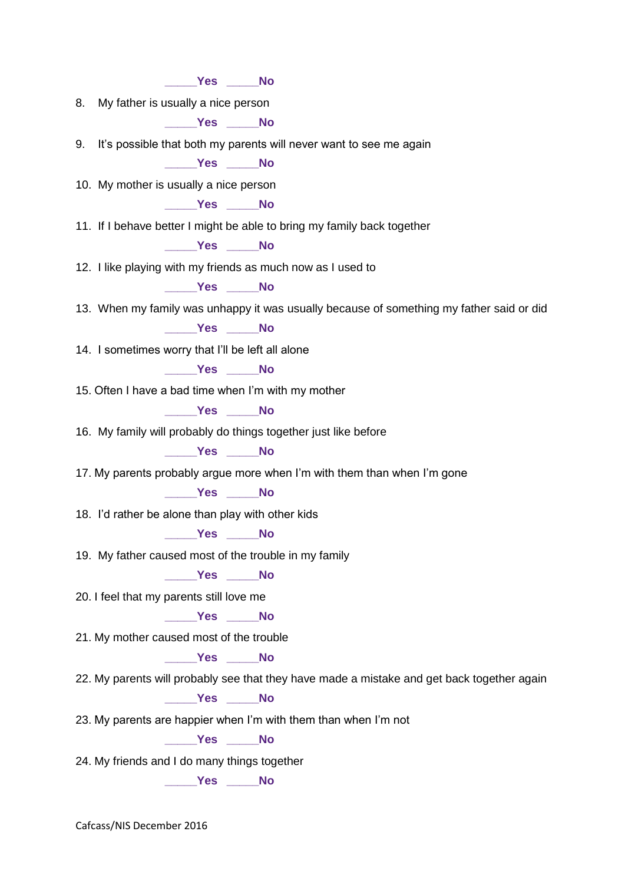_____**Yes** _____**No**

8. My father is usually a nice person

   _____**Yes** _____**No**

9. It's possible that both my parents will never want to see me again

   _____**Yes** _____**No**

10. My mother is usually a nice person

    _____**Yes** _____**No**

11. If I behave better I might be able to bring my family back together

    _____**Yes** _____**No**

12. I like playing with my friends as much now as I used to

    _____**Yes** _____**No**

13. When my family was unhappy it was usually because of something my father said or did

    _____**Yes** _____**No**

14. I sometimes worry that I'll be left all alone

    _____**Yes** _____**No**

15. Often I have a bad time when I'm with my mother

    _____**Yes** _____**No**

16. My family will probably do things together just like before

    _____**Yes** _____**No**

17. My parents probably argue more when I'm with them than when I'm gone

    _____**Yes** _____**No**

18. I'd rather be alone than play with other kids

    _____**Yes** _____**No**

19. My father caused most of the trouble in my family

    _____**Yes** _____**No**

20. I feel that my parents still love me

    _____**Yes** _____**No**

21. My mother caused most of the trouble

    _____**Yes** _____**No**

22. My parents will probably see that they have made a mistake and get back together again

    _____**Yes** _____**No**

23. My parents are happier when I'm with them than when I'm not

    _____**Yes** _____**No**

24. My friends and I do many things together

    _____**Yes** _____**No**

Cafcass/NIS December 2016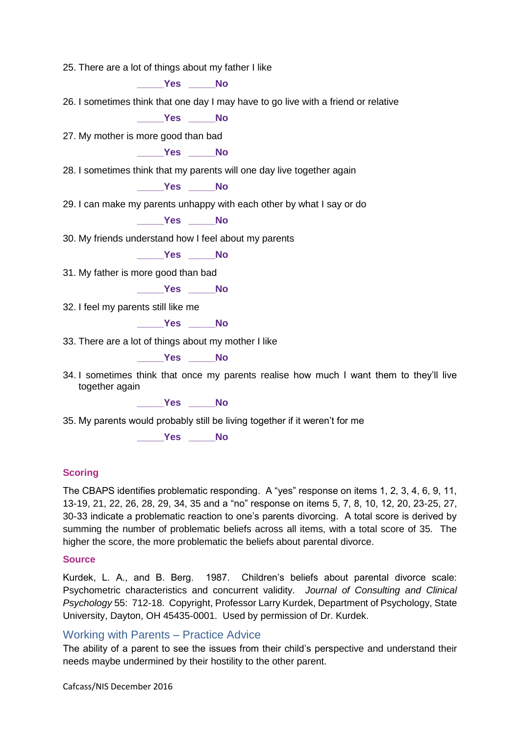25. There are a lot of things about my father I like

    **\_\_\_\_\_Yes \_\_\_\_\_No**

26. I sometimes think that one day I may have to go live with a friend or relative

    **\_\_\_\_\_Yes \_\_\_\_\_No**

27. My mother is more good than bad

    **\_\_\_\_\_Yes \_\_\_\_\_No**

28. I sometimes think that my parents will one day live together again

    **\_\_\_\_\_Yes \_\_\_\_\_No**

29. I can make my parents unhappy with each other by what I say or do

    **\_\_\_\_\_Yes \_\_\_\_\_No**

30. My friends understand how I feel about my parents

    **\_\_\_\_\_Yes \_\_\_\_\_No**

31. My father is more good than bad

    **\_\_\_\_\_Yes \_\_\_\_\_No**

32. I feel my parents still like me

    **\_\_\_\_\_Yes \_\_\_\_\_No**

33. There are a lot of things about my mother I like

    **\_\_\_\_\_Yes \_\_\_\_\_No**

34. I sometimes think that once my parents realise how much I want them to they'll live together again

    **\_\_\_\_\_Yes \_\_\_\_\_No**

35. My parents would probably still be living together if it weren't for me

    **\_\_\_\_\_Yes \_\_\_\_\_No**

### Scoring

The CBAPS identifies problematic responding. A "yes" response on items 1, 2, 3, 4, 6, 9, 11, 13-19, 21, 22, 26, 28, 29, 34, 35 and a "no" response on items 5, 7, 8, 10, 12, 20, 23-25, 27, 30-33 indicate a problematic reaction to one's parents divorcing. A total score is derived by summing the number of problematic beliefs across all items, with a total score of 35. The higher the score, the more problematic the beliefs about parental divorce.

### Source

Kurdek, L. A., and B. Berg. 1987. Children's beliefs about parental divorce scale: Psychometric characteristics and concurrent validity. *Journal of Consulting and Clinical Psychology* 55: 712-18. Copyright, Professor Larry Kurdek, Department of Psychology, State University, Dayton, OH 45435-0001. Used by permission of Dr. Kurdek.

## Working with Parents – Practice Advice

The ability of a parent to see the issues from their child's perspective and understand their needs maybe undermined by their hostility to the other parent.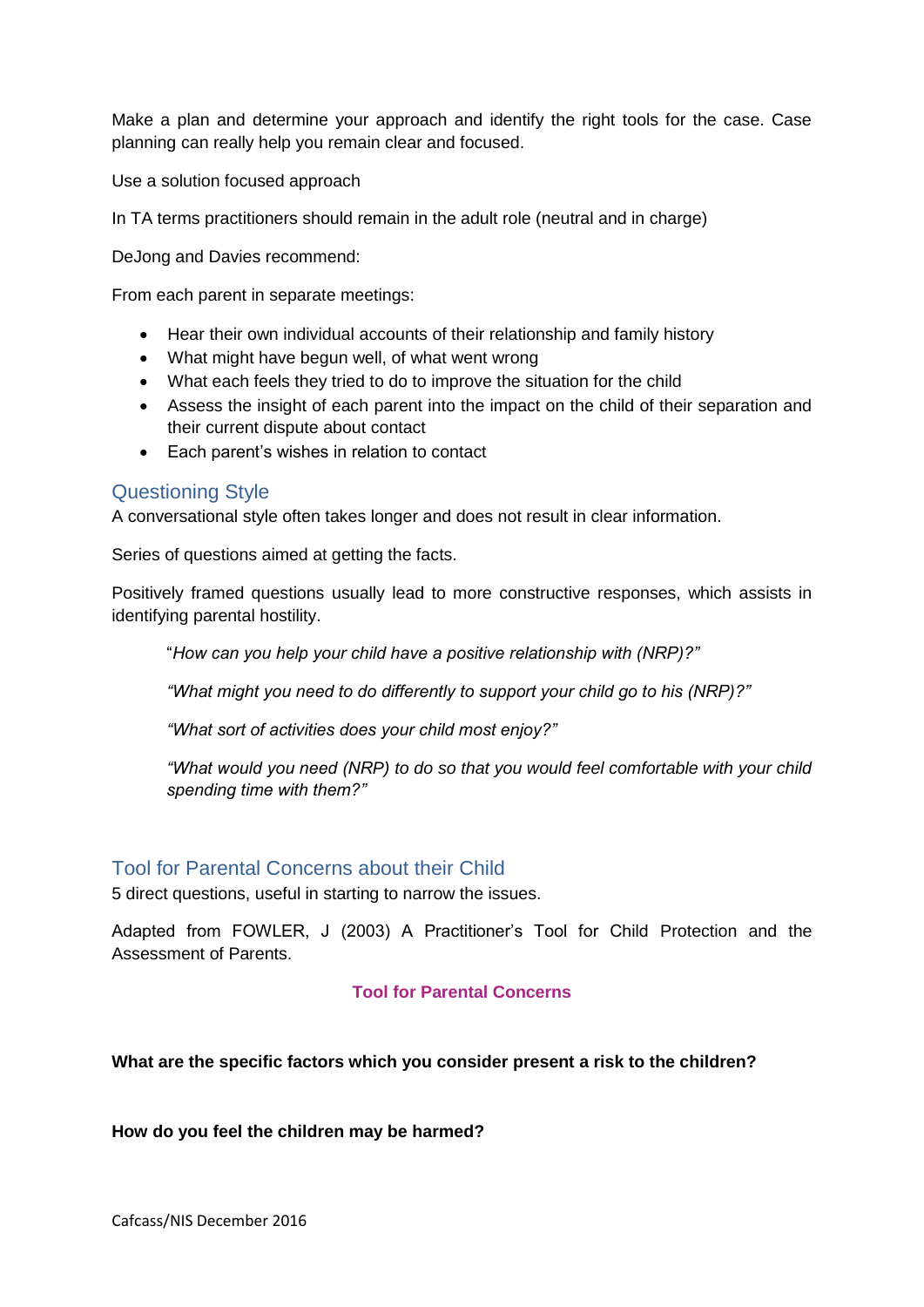Make a plan and determine your approach and identify the right tools for the case. Case planning can really help you remain clear and focused.

Use a solution focused approach

In TA terms practitioners should remain in the adult role (neutral and in charge)

DeJong and Davies recommend:

From each parent in separate meetings:

- Hear their own individual accounts of their relationship and family history
- What might have begun well, of what went wrong
- What each feels they tried to do to improve the situation for the child
- Assess the insight of each parent into the impact on the child of their separation and their current dispute about contact
- Each parent's wishes in relation to contact

## Questioning Style

A conversational style often takes longer and does not result in clear information.

Series of questions aimed at getting the facts.

Positively framed questions usually lead to more constructive responses, which assists in identifying parental hostility.

> "*How can you help your child have a positive relationship with (NRP)?"*
>
> *"What might you need to do differently to support your child go to his (NRP)?"*
>
> *"What sort of activities does your child most enjoy?"*
>
> *"What would you need (NRP) to do so that you would feel comfortable with your child spending time with them?"*

## Tool for Parental Concerns about their Child

5 direct questions, useful in starting to narrow the issues.

Adapted from FOWLER, J (2003) A Practitioner's Tool for Child Protection and the Assessment of Parents.

### Tool for Parental Concerns

**What are the specific factors which you consider present a risk to the children?**

**How do you feel the children may be harmed?**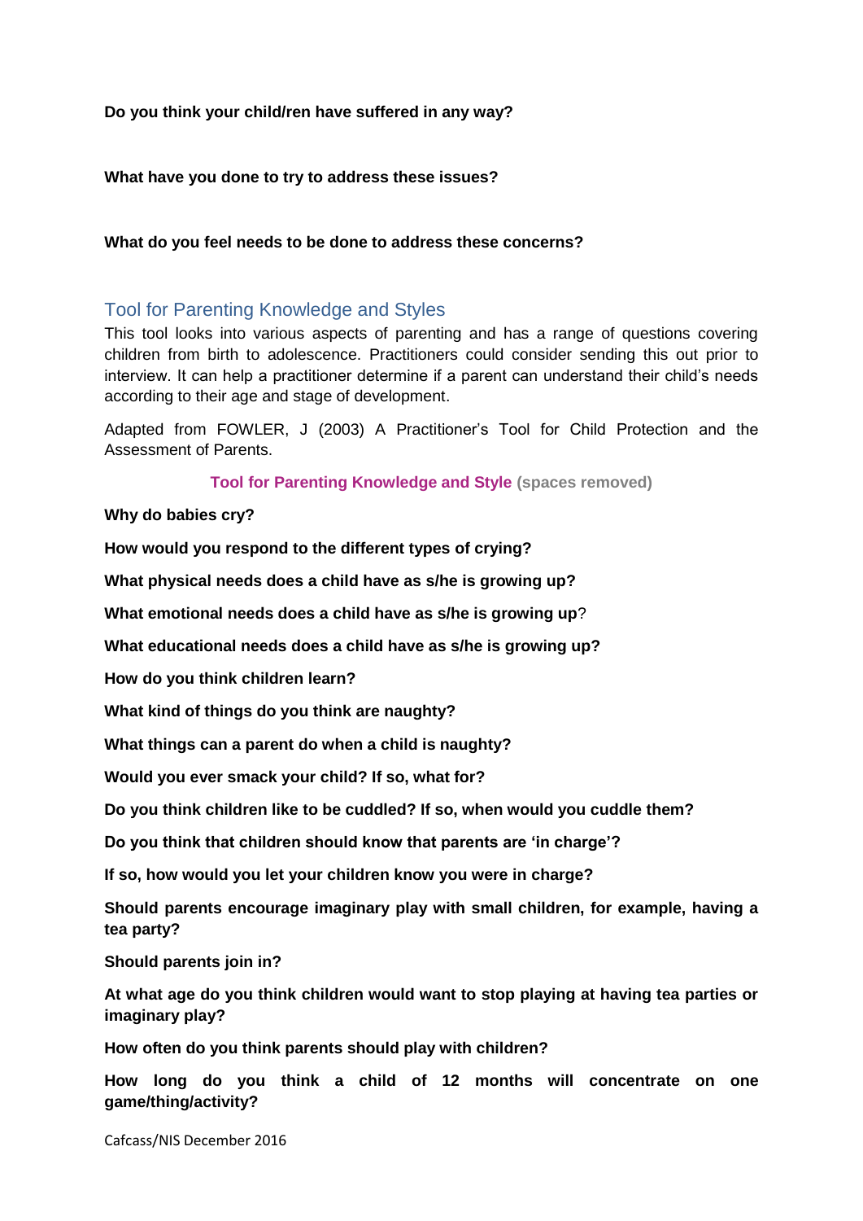**Do you think your child/ren have suffered in any way?**

**What have you done to try to address these issues?**

**What do you feel needs to be done to address these concerns?**

## Tool for Parenting Knowledge and Styles

This tool looks into various aspects of parenting and has a range of questions covering children from birth to adolescence. Practitioners could consider sending this out prior to interview. It can help a practitioner determine if a parent can understand their child's needs according to their age and stage of development.

Adapted from FOWLER, J (2003) A Practitioner's Tool for Child Protection and the Assessment of Parents.

**Tool for Parenting Knowledge and Style (spaces removed)**

**Why do babies cry?**

**How would you respond to the different types of crying?**

**What physical needs does a child have as s/he is growing up?**

**What emotional needs does a child have as s/he is growing up**?

**What educational needs does a child have as s/he is growing up?**

**How do you think children learn?**

**What kind of things do you think are naughty?**

**What things can a parent do when a child is naughty?**

**Would you ever smack your child? If so, what for?**

**Do you think children like to be cuddled? If so, when would you cuddle them?**

**Do you think that children should know that parents are 'in charge'?**

**If so, how would you let your children know you were in charge?**

**Should parents encourage imaginary play with small children, for example, having a tea party?**

**Should parents join in?**

**At what age do you think children would want to stop playing at having tea parties or imaginary play?**

**How often do you think parents should play with children?**

**How long do you think a child of 12 months will concentrate on one game/thing/activity?**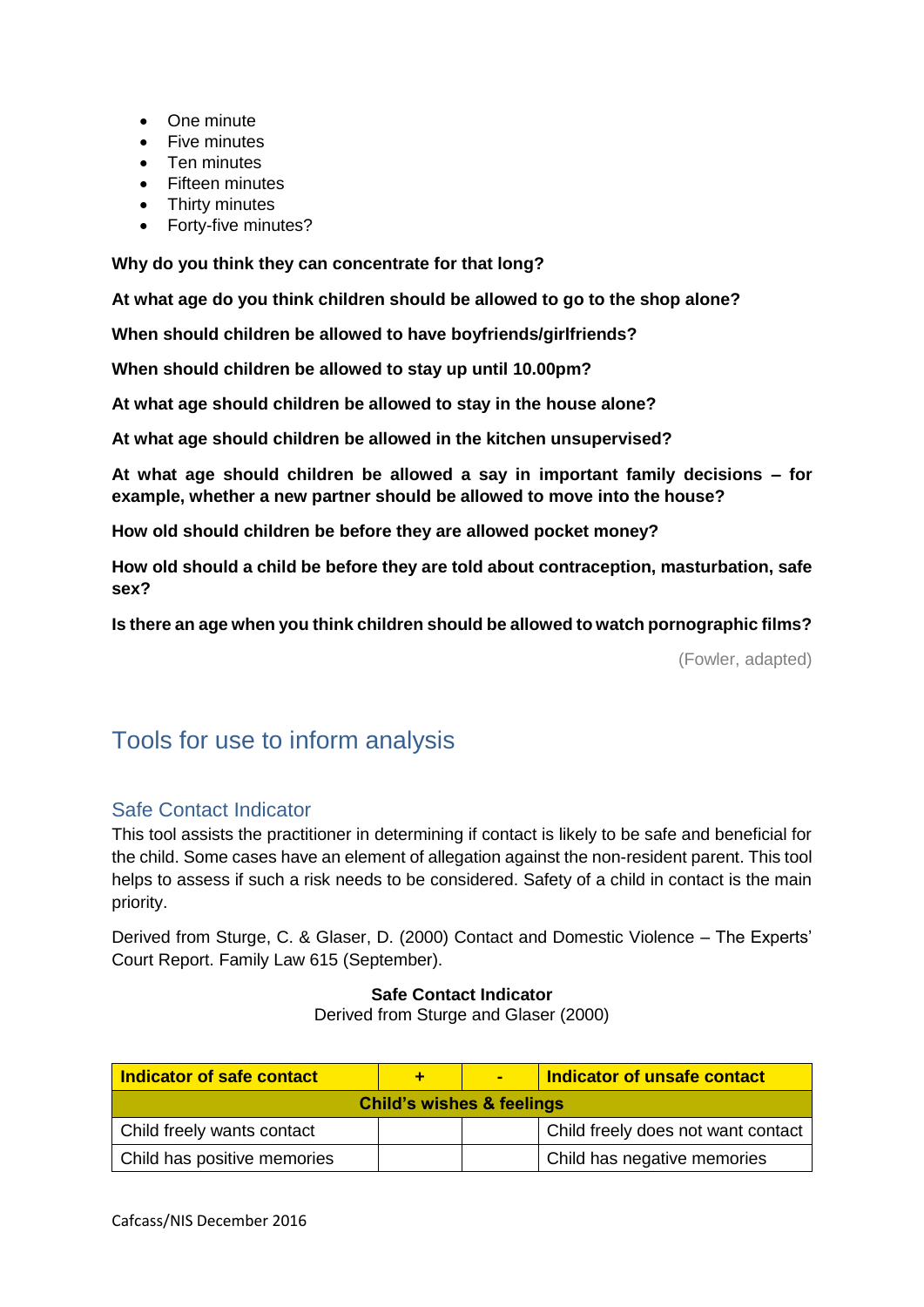- One minute
- Five minutes
- Ten minutes
- Fifteen minutes
- Thirty minutes
- Forty-five minutes?

**Why do you think they can concentrate for that long?**

**At what age do you think children should be allowed to go to the shop alone?**

**When should children be allowed to have boyfriends/girlfriends?**

**When should children be allowed to stay up until 10.00pm?**

**At what age should children be allowed to stay in the house alone?**

**At what age should children be allowed in the kitchen unsupervised?**

**At what age should children be allowed a say in important family decisions – for example, whether a new partner should be allowed to move into the house?**

**How old should children be before they are allowed pocket money?**

**How old should a child be before they are told about contraception, masturbation, safe sex?**

**Is there an age when you think children should be allowed to watch pornographic films?**

(Fowler, adapted)

# Tools for use to inform analysis

## Safe Contact Indicator

This tool assists the practitioner in determining if contact is likely to be safe and beneficial for the child. Some cases have an element of allegation against the non-resident parent. This tool helps to assess if such a risk needs to be considered. Safety of a child in contact is the main priority.

Derived from Sturge, C. & Glaser, D. (2000) Contact and Domestic Violence – The Experts' Court Report. Family Law 615 (September).

**Safe Contact Indicator**
Derived from Sturge and Glaser (2000)

| Indicator of safe contact | + | - | Indicator of unsafe contact |
|---|---|---|---|
| **Child's wishes & feelings** | | | |
| Child freely wants contact | | | Child freely does not want contact |
| Child has positive memories | | | Child has negative memories |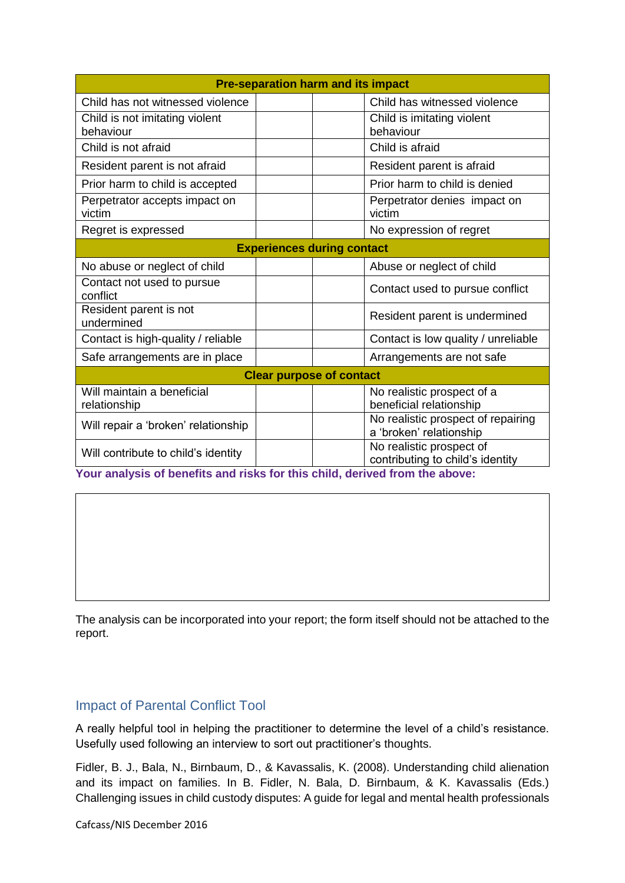| Pre-separation harm and its impact | | | |
|---|---|---|---|
| Child has not witnessed violence | | | Child has witnessed violence |
| Child is not imitating violent behaviour | | | Child is imitating violent behaviour |
| Child is not afraid | | | Child is afraid |
| Resident parent is not afraid | | | Resident parent is afraid |
| Prior harm to child is accepted | | | Prior harm to child is denied |
| Perpetrator accepts impact on victim | | | Perpetrator denies impact on victim |
| Regret is expressed | | | No expression of regret |
| **Experiences during contact** | | | |
| No abuse or neglect of child | | | Abuse or neglect of child |
| Contact not used to pursue conflict | | | Contact used to pursue conflict |
| Resident parent is not undermined | | | Resident parent is undermined |
| Contact is high-quality / reliable | | | Contact is low quality / unreliable |
| Safe arrangements are in place | | | Arrangements are not safe |
| **Clear purpose of contact** | | | |
| Will maintain a beneficial relationship | | | No realistic prospect of a beneficial relationship |
| Will repair a 'broken' relationship | | | No realistic prospect of repairing a 'broken' relationship |
| Will contribute to child's identity | | | No realistic prospect of contributing to child's identity |

**Your analysis of benefits and risks for this child, derived from the above:**

| |
|---|
| |

The analysis can be incorporated into your report; the form itself should not be attached to the report.

## Impact of Parental Conflict Tool

A really helpful tool in helping the practitioner to determine the level of a child's resistance. Usefully used following an interview to sort out practitioner's thoughts.

Fidler, B. J., Bala, N., Birnbaum, D., & Kavassalis, K. (2008). Understanding child alienation and its impact on families. In B. Fidler, N. Bala, D. Birnbaum, & K. Kavassalis (Eds.) Challenging issues in child custody disputes: A guide for legal and mental health professionals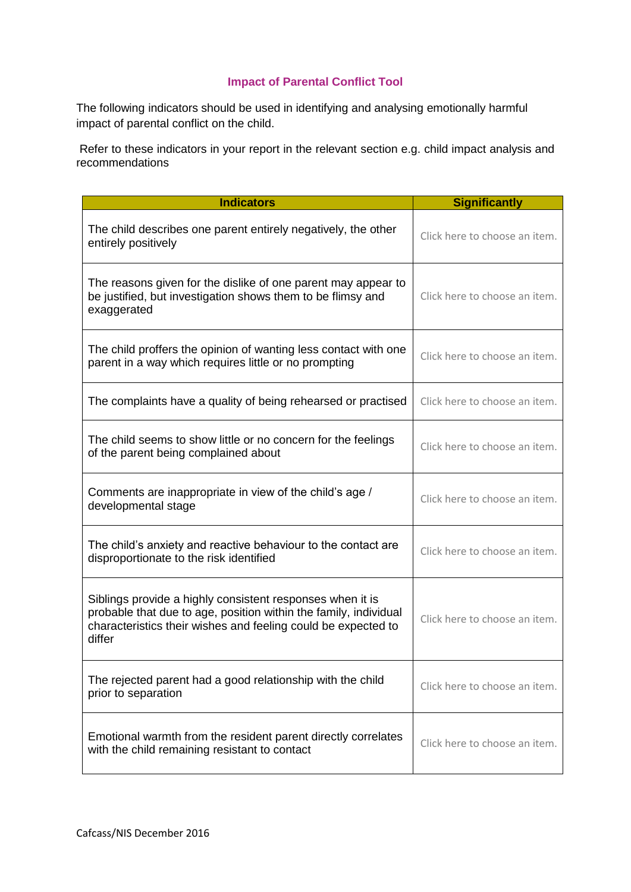## Impact of Parental Conflict Tool

The following indicators should be used in identifying and analysing emotionally harmful impact of parental conflict on the child.

Refer to these indicators in your report in the relevant section e.g. child impact analysis and recommendations

| Indicators | Significantly |
|---|---|
| The child describes one parent entirely negatively, the other entirely positively | Click here to choose an item. |
| The reasons given for the dislike of one parent may appear to be justified, but investigation shows them to be flimsy and exaggerated | Click here to choose an item. |
| The child proffers the opinion of wanting less contact with one parent in a way which requires little or no prompting | Click here to choose an item. |
| The complaints have a quality of being rehearsed or practised | Click here to choose an item. |
| The child seems to show little or no concern for the feelings of the parent being complained about | Click here to choose an item. |
| Comments are inappropriate in view of the child's age / developmental stage | Click here to choose an item. |
| The child's anxiety and reactive behaviour to the contact are disproportionate to the risk identified | Click here to choose an item. |
| Siblings provide a highly consistent responses when it is probable that due to age, position within the family, individual characteristics their wishes and feeling could be expected to differ | Click here to choose an item. |
| The rejected parent had a good relationship with the child prior to separation | Click here to choose an item. |
| Emotional warmth from the resident parent directly correlates with the child remaining resistant to contact | Click here to choose an item. |

Cafcass/NIS December 2016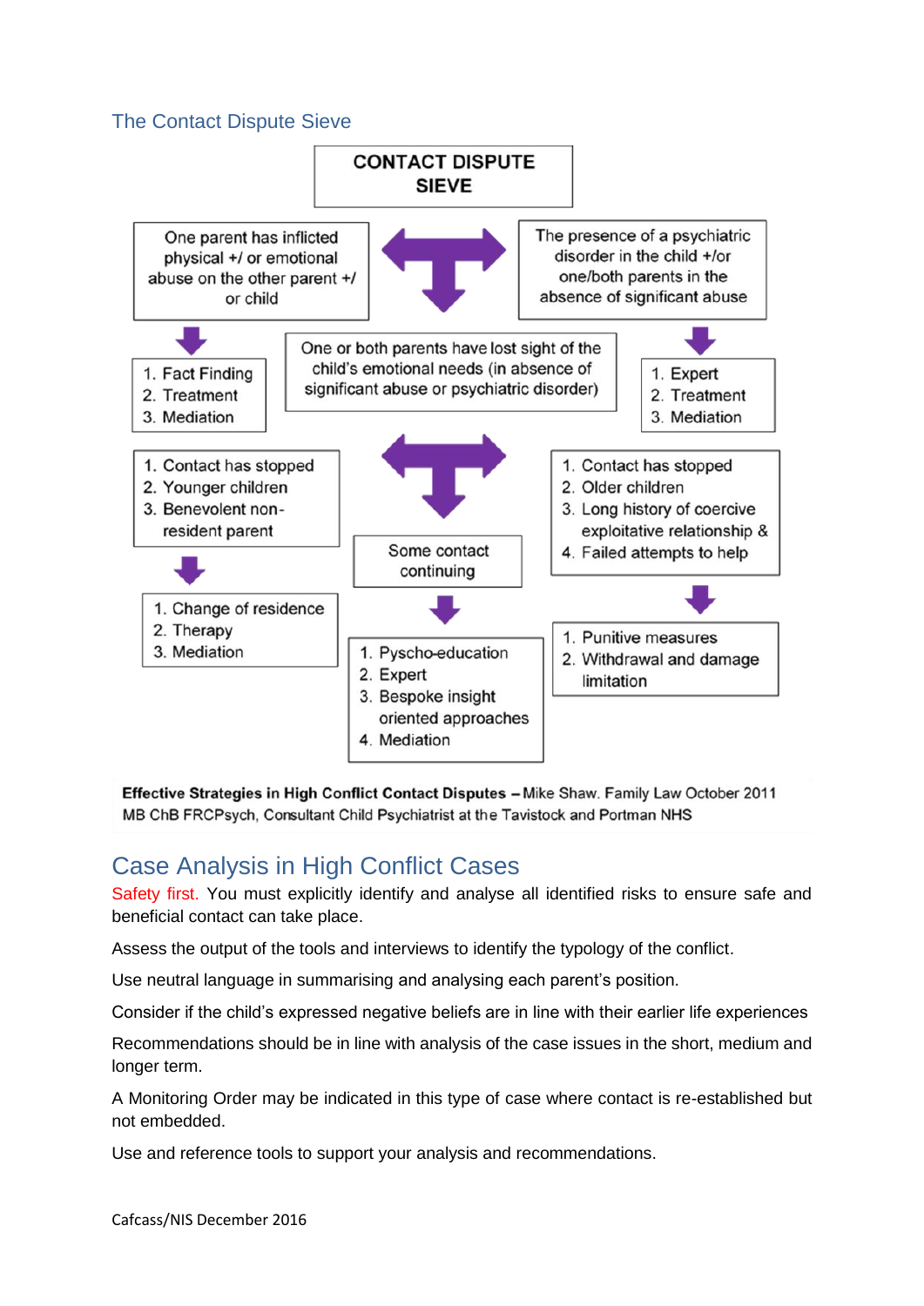## The Contact Dispute Sieve

CONTACT DISPUTE SIEVE

One parent has inflicted physical +/ or emotional abuse on the other parent +/ or child

1. Fact Finding
2. Treatment
3. Mediation

The presence of a psychiatric disorder in the child +/or one/both parents in the absence of significant abuse

1. Expert
2. Treatment
3. Mediation

One or both parents have lost sight of the child's emotional needs (in absence of significant abuse or psychiatric disorder)

1. Contact has stopped
2. Younger children
3. Benevolent non-resident parent

1. Change of residence
2. Therapy
3. Mediation

Some contact continuing

1. Pyscho-education
2. Expert
3. Bespoke insight oriented approaches
4. Mediation

1. Contact has stopped
2. Older children
3. Long history of coercive exploitative relationship &
4. Failed attempts to help

1. Punitive measures
2. Withdrawal and damage limitation

**Effective Strategies in High Conflict Contact Disputes** – Mike Shaw. Family Law October 2011 MB ChB FRCPsych, Consultant Child Psychiatrist at the Tavistock and Portman NHS

# Case Analysis in High Conflict Cases

Safety first. You must explicitly identify and analyse all identified risks to ensure safe and beneficial contact can take place.

Assess the output of the tools and interviews to identify the typology of the conflict.

Use neutral language in summarising and analysing each parent's position.

Consider if the child's expressed negative beliefs are in line with their earlier life experiences

Recommendations should be in line with analysis of the case issues in the short, medium and longer term.

A Monitoring Order may be indicated in this type of case where contact is re-established but not embedded.

Use and reference tools to support your analysis and recommendations.

Cafcass/NIS December 2016